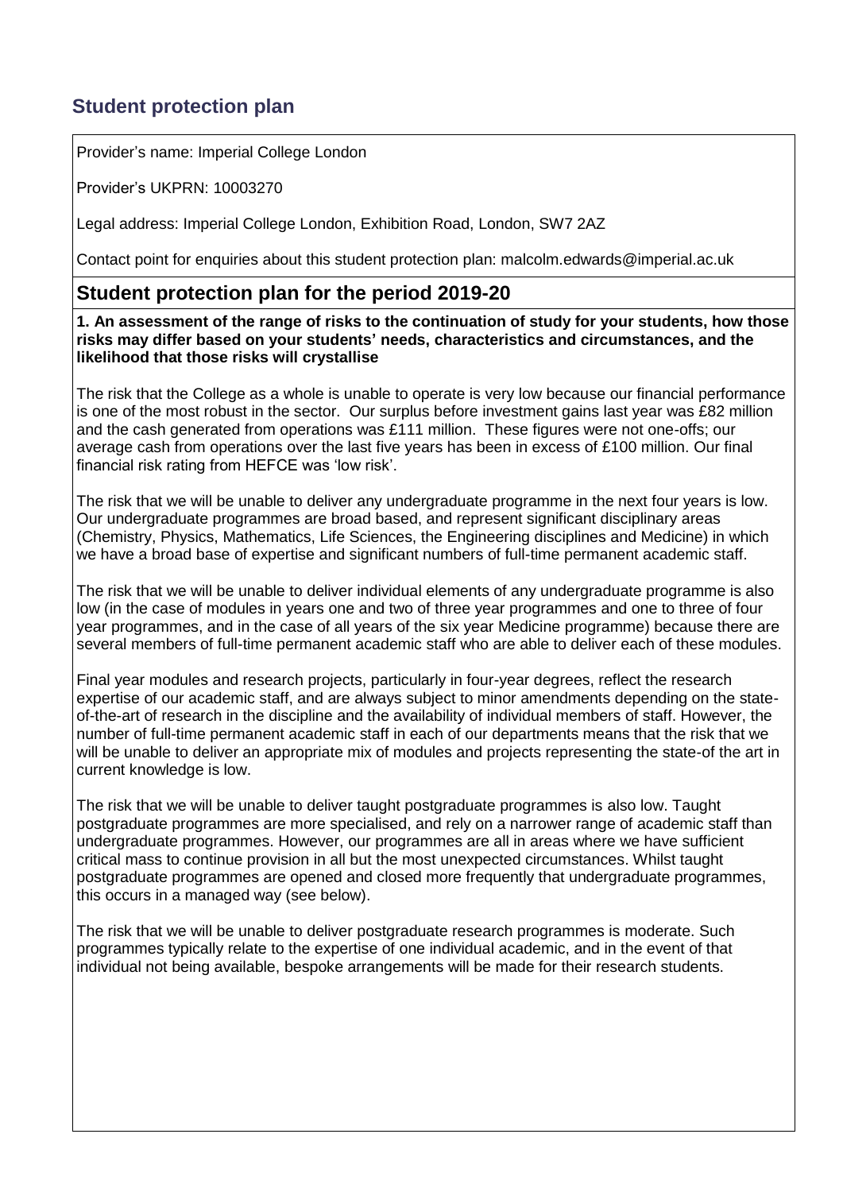## Student protection plan

Provider's name: Imperial College London

Provider's UKPRN: 10003270

Legal address: Imperial College London, Exhibition Road, London, SW7 2AZ

Contact point for enquiries about this student protection plan: malcolm.edwards@imperial.ac.uk

## Student protection plan for the period 2019-20

**1. An assessment of the range of risks to the continuation of study for your students, how those risks may differ based on your students' needs, characteristics and circumstances, and the likelihood that those risks will crystallise**

The risk that the College as a whole is unable to operate is very low because our financial performance is one of the most robust in the sector. Our surplus before investment gains last year was £82 million and the cash generated from operations was £111 million. These figures were not one-offs; our average cash from operations over the last five years has been in excess of £100 million. Our final financial risk rating from HEFCE was 'low risk'.

The risk that we will be unable to deliver any undergraduate programme in the next four years is low. Our undergraduate programmes are broad based, and represent significant disciplinary areas (Chemistry, Physics, Mathematics, Life Sciences, the Engineering disciplines and Medicine) in which we have a broad base of expertise and significant numbers of full-time permanent academic staff.

The risk that we will be unable to deliver individual elements of any undergraduate programme is also low (in the case of modules in years one and two of three year programmes and one to three of four year programmes, and in the case of all years of the six year Medicine programme) because there are several members of full-time permanent academic staff who are able to deliver each of these modules.

Final year modules and research projects, particularly in four-year degrees, reflect the research expertise of our academic staff, and are always subject to minor amendments depending on the state-of-the-art of research in the discipline and the availability of individual members of staff. However, the number of full-time permanent academic staff in each of our departments means that the risk that we will be unable to deliver an appropriate mix of modules and projects representing the state-of the art in current knowledge is low.

The risk that we will be unable to deliver taught postgraduate programmes is also low. Taught postgraduate programmes are more specialised, and rely on a narrower range of academic staff than undergraduate programmes. However, our programmes are all in areas where we have sufficient critical mass to continue provision in all but the most unexpected circumstances. Whilst taught postgraduate programmes are opened and closed more frequently that undergraduate programmes, this occurs in a managed way (see below).

The risk that we will be unable to deliver postgraduate research programmes is moderate. Such programmes typically relate to the expertise of one individual academic, and in the event of that individual not being available, bespoke arrangements will be made for their research students.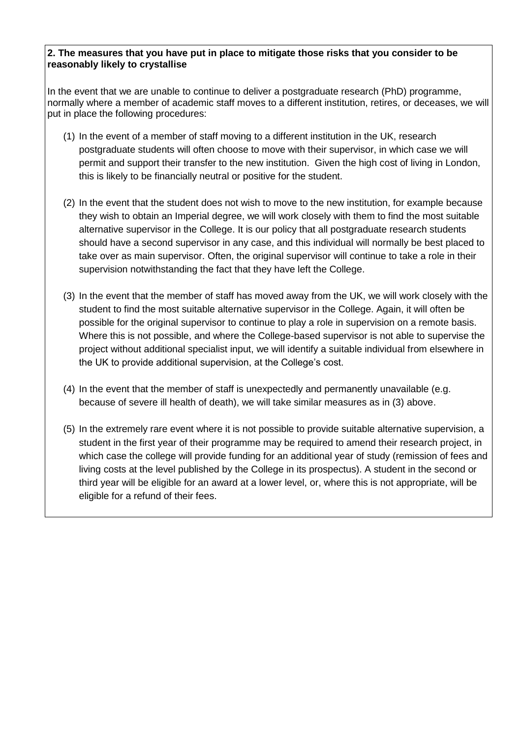**2. The measures that you have put in place to mitigate those risks that you consider to be reasonably likely to crystallise**

In the event that we are unable to continue to deliver a postgraduate research (PhD) programme, normally where a member of academic staff moves to a different institution, retires, or deceases, we will put in place the following procedures:

(1) In the event of a member of staff moving to a different institution in the UK, research postgraduate students will often choose to move with their supervisor, in which case we will permit and support their transfer to the new institution. Given the high cost of living in London, this is likely to be financially neutral or positive for the student.

(2) In the event that the student does not wish to move to the new institution, for example because they wish to obtain an Imperial degree, we will work closely with them to find the most suitable alternative supervisor in the College. It is our policy that all postgraduate research students should have a second supervisor in any case, and this individual will normally be best placed to take over as main supervisor. Often, the original supervisor will continue to take a role in their supervision notwithstanding the fact that they have left the College.

(3) In the event that the member of staff has moved away from the UK, we will work closely with the student to find the most suitable alternative supervisor in the College. Again, it will often be possible for the original supervisor to continue to play a role in supervision on a remote basis. Where this is not possible, and where the College-based supervisor is not able to supervise the project without additional specialist input, we will identify a suitable individual from elsewhere in the UK to provide additional supervision, at the College's cost.

(4) In the event that the member of staff is unexpectedly and permanently unavailable (e.g. because of severe ill health of death), we will take similar measures as in (3) above.

(5) In the extremely rare event where it is not possible to provide suitable alternative supervision, a student in the first year of their programme may be required to amend their research project, in which case the college will provide funding for an additional year of study (remission of fees and living costs at the level published by the College in its prospectus). A student in the second or third year will be eligible for an award at a lower level, or, where this is not appropriate, will be eligible for a refund of their fees.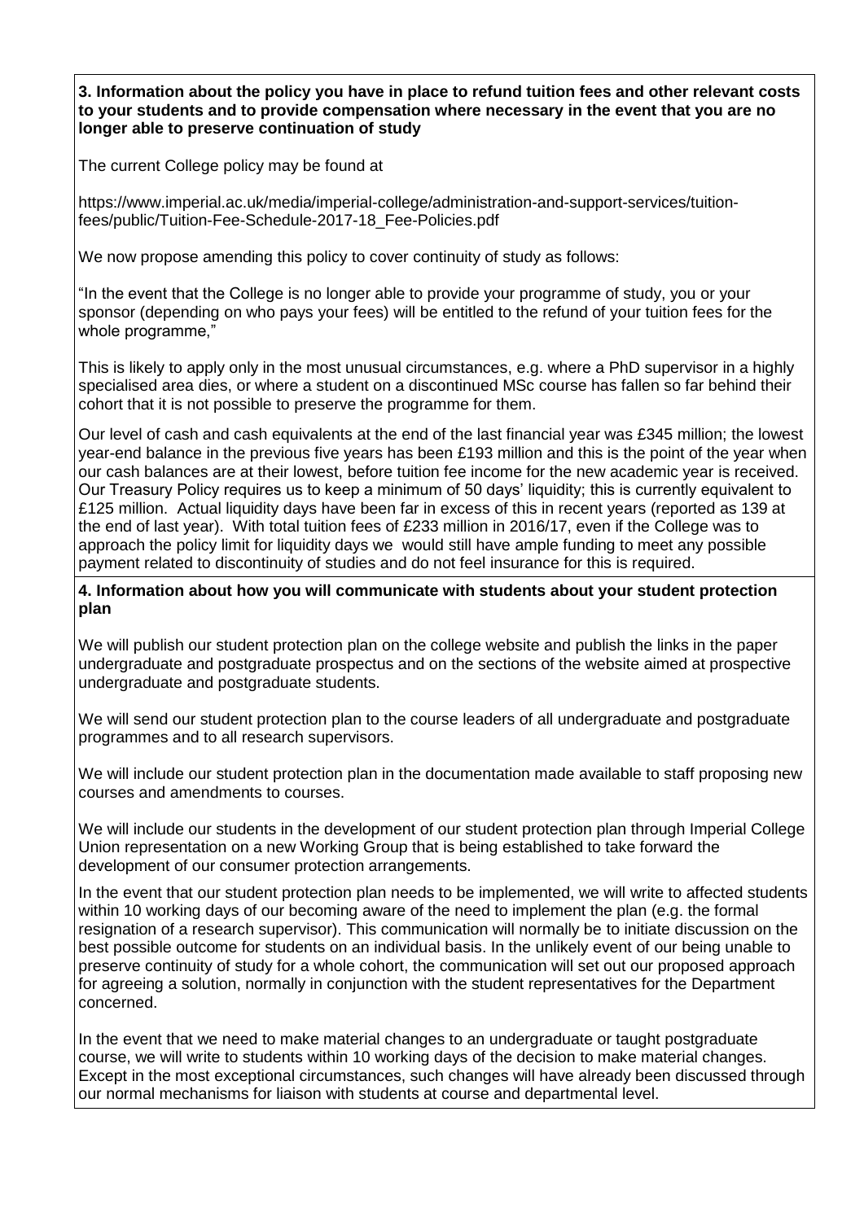**3. Information about the policy you have in place to refund tuition fees and other relevant costs to your students and to provide compensation where necessary in the event that you are no longer able to preserve continuation of study**

The current College policy may be found at

https://www.imperial.ac.uk/media/imperial-college/administration-and-support-services/tuition-fees/public/Tuition-Fee-Schedule-2017-18_Fee-Policies.pdf

We now propose amending this policy to cover continuity of study as follows:

"In the event that the College is no longer able to provide your programme of study, you or your sponsor (depending on who pays your fees) will be entitled to the refund of your tuition fees for the whole programme,"

This is likely to apply only in the most unusual circumstances, e.g. where a PhD supervisor in a highly specialised area dies, or where a student on a discontinued MSc course has fallen so far behind their cohort that it is not possible to preserve the programme for them.

Our level of cash and cash equivalents at the end of the last financial year was £345 million; the lowest year-end balance in the previous five years has been £193 million and this is the point of the year when our cash balances are at their lowest, before tuition fee income for the new academic year is received. Our Treasury Policy requires us to keep a minimum of 50 days' liquidity; this is currently equivalent to £125 million. Actual liquidity days have been far in excess of this in recent years (reported as 139 at the end of last year). With total tuition fees of £233 million in 2016/17, even if the College was to approach the policy limit for liquidity days we would still have ample funding to meet any possible payment related to discontinuity of studies and do not feel insurance for this is required.

**4. Information about how you will communicate with students about your student protection plan**

We will publish our student protection plan on the college website and publish the links in the paper undergraduate and postgraduate prospectus and on the sections of the website aimed at prospective undergraduate and postgraduate students.

We will send our student protection plan to the course leaders of all undergraduate and postgraduate programmes and to all research supervisors.

We will include our student protection plan in the documentation made available to staff proposing new courses and amendments to courses.

We will include our students in the development of our student protection plan through Imperial College Union representation on a new Working Group that is being established to take forward the development of our consumer protection arrangements.

In the event that our student protection plan needs to be implemented, we will write to affected students within 10 working days of our becoming aware of the need to implement the plan (e.g. the formal resignation of a research supervisor). This communication will normally be to initiate discussion on the best possible outcome for students on an individual basis. In the unlikely event of our being unable to preserve continuity of study for a whole cohort, the communication will set out our proposed approach for agreeing a solution, normally in conjunction with the student representatives for the Department concerned.

In the event that we need to make material changes to an undergraduate or taught postgraduate course, we will write to students within 10 working days of the decision to make material changes. Except in the most exceptional circumstances, such changes will have already been discussed through our normal mechanisms for liaison with students at course and departmental level.